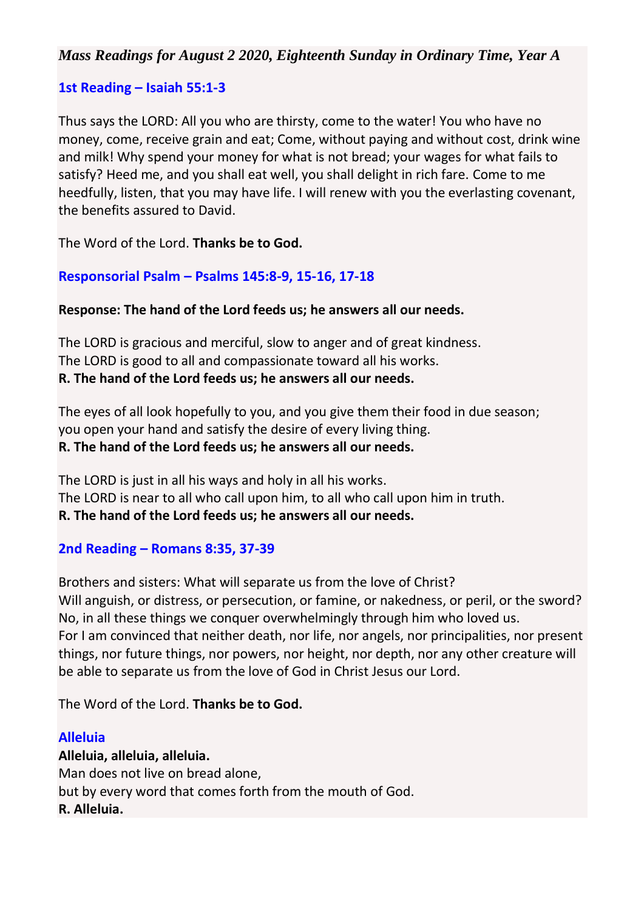*Mass Readings for August 2 2020, Eighteenth Sunday in Ordinary Time, Year A*

## 1st Reading – Isaiah 55:1-3

Thus says the LORD: All you who are thirsty, come to the water! You who have no money, come, receive grain and eat; Come, without paying and without cost, drink wine and milk! Why spend your money for what is not bread; your wages for what fails to satisfy? Heed me, and you shall eat well, you shall delight in rich fare. Come to me heedfully, listen, that you may have life. I will renew with you the everlasting covenant, the benefits assured to David.

The Word of the Lord. **Thanks be to God.**

## Responsorial Psalm – Psalms 145:8-9, 15-16, 17-18

**Response: The hand of the Lord feeds us; he answers all our needs.**

The LORD is gracious and merciful, slow to anger and of great kindness.
The LORD is good to all and compassionate toward all his works.
**R. The hand of the Lord feeds us; he answers all our needs.**

The eyes of all look hopefully to you, and you give them their food in due season;
you open your hand and satisfy the desire of every living thing.
**R. The hand of the Lord feeds us; he answers all our needs.**

The LORD is just in all his ways and holy in all his works.
The LORD is near to all who call upon him, to all who call upon him in truth.
**R. The hand of the Lord feeds us; he answers all our needs.**

## 2nd Reading – Romans 8:35, 37-39

Brothers and sisters: What will separate us from the love of Christ?
Will anguish, or distress, or persecution, or famine, or nakedness, or peril, or the sword?
No, in all these things we conquer overwhelmingly through him who loved us.
For I am convinced that neither death, nor life, nor angels, nor principalities, nor present things, nor future things, nor powers, nor height, nor depth, nor any other creature will be able to separate us from the love of God in Christ Jesus our Lord.

The Word of the Lord. **Thanks be to God.**

## Alleluia

**Alleluia, alleluia, alleluia.**
Man does not live on bread alone,
but by every word that comes forth from the mouth of God.
**R. Alleluia.**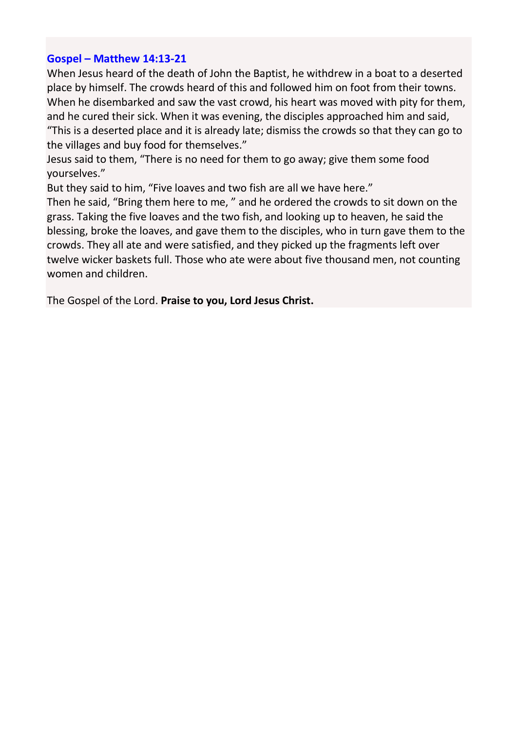### Gospel – Matthew 14:13-21

When Jesus heard of the death of John the Baptist, he withdrew in a boat to a deserted place by himself. The crowds heard of this and followed him on foot from their towns. When he disembarked and saw the vast crowd, his heart was moved with pity for them, and he cured their sick. When it was evening, the disciples approached him and said, "This is a deserted place and it is already late; dismiss the crowds so that they can go to the villages and buy food for themselves."

Jesus said to them, "There is no need for them to go away; give them some food yourselves."

But they said to him, "Five loaves and two fish are all we have here."

Then he said, "Bring them here to me, " and he ordered the crowds to sit down on the grass. Taking the five loaves and the two fish, and looking up to heaven, he said the blessing, broke the loaves, and gave them to the disciples, who in turn gave them to the crowds. They all ate and were satisfied, and they picked up the fragments left over twelve wicker baskets full. Those who ate were about five thousand men, not counting women and children.

The Gospel of the Lord. **Praise to you, Lord Jesus Christ.**